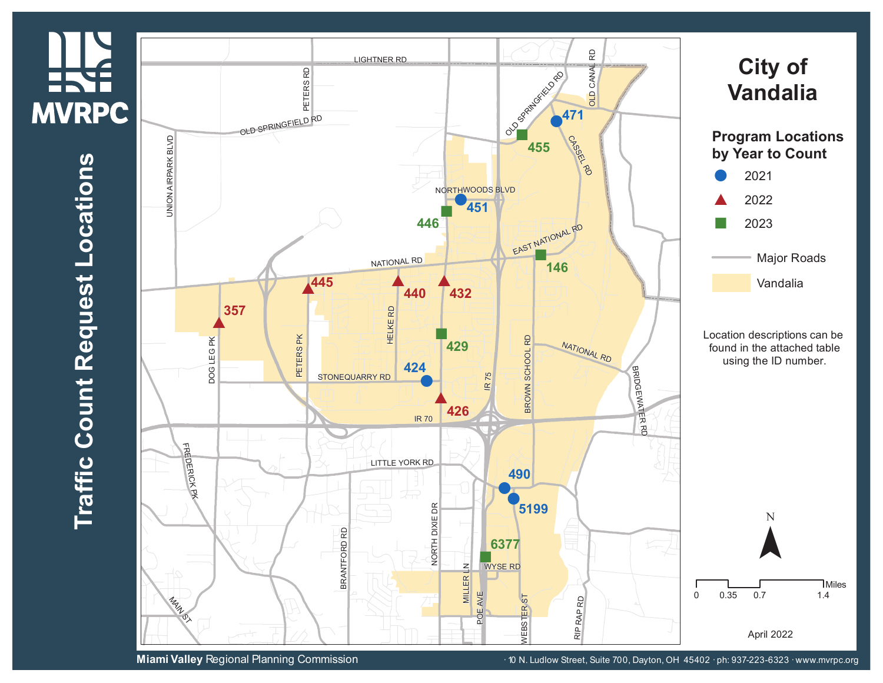# Traffic Count Request Locations

## City of Vandalia

### Program Locations by Year to Count

- 2021 (circle)
- 2022 (triangle)
- 2023 (square)
- Major Roads
- Vandalia

Location descriptions can be found in the attached table using the ID number.

| Year | Location IDs |
| --- | --- |
| 2021 | 471, 451, 424, 490, 5199 |
| 2022 | 357, 445, 440, 432, 426 |
| 2023 | 455, 446, 146, 429, 6377 |

Roads shown: LIGHTNER RD, PETERS RD, OLD SPRINGFIELD RD, OLD CANAL RD, CASSEL RD, UNION AIRPARK BLVD, NORTHWOODS BLVD, EAST NATIONAL RD, NATIONAL RD, HELKE RD, DOG LEG PK, PETERS PK, STONEQUARRY RD, IR 75, BROWN SCHOOL RD, BRIDGEWATER RD, IR 70, FREDERICK PK, LITTLE YORK RD, BRANTFORD RD, NORTH DIXIE DR, MILLER LN, POE AVE, WYSE RD, WEBSTER ST, RIP RAP RD, MAIN ST

Scale: 0, 0.35, 0.7, 1.4 Miles

April 2022

**Miami Valley** Regional Planning Commission · 10 N. Ludlow Street, Suite 700, Dayton, OH 45402 · ph: 937-223-6323 · www.mvrpc.org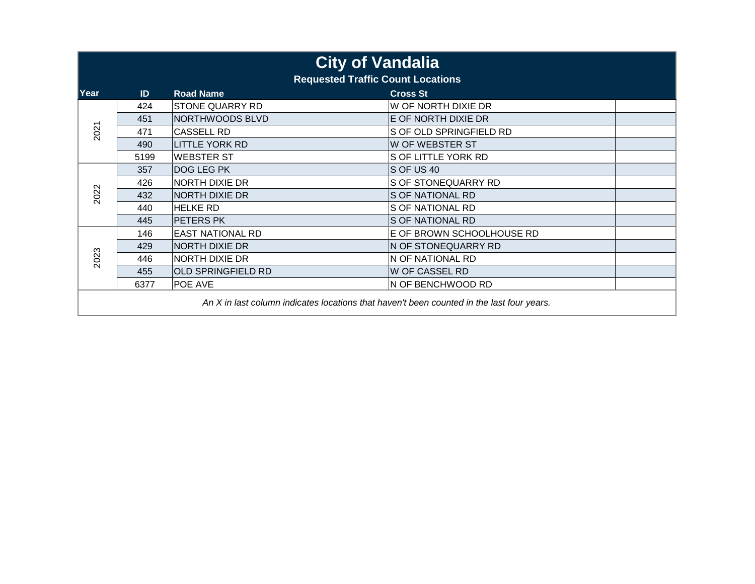# City of Vandalia

## Requested Traffic Count Locations

| Year | ID | Road Name | Cross St | |
|---|---|---|---|---|
| 2021 | 424 | STONE QUARRY RD | W OF NORTH DIXIE DR | |
| | 451 | NORTHWOODS BLVD | E OF NORTH DIXIE DR | |
| | 471 | CASSELL RD | S OF OLD SPRINGFIELD RD | |
| | 490 | LITTLE YORK RD | W OF WEBSTER ST | |
| | 5199 | WEBSTER ST | S OF LITTLE YORK RD | |
| 2022 | 357 | DOG LEG PK | S OF US 40 | |
| | 426 | NORTH DIXIE DR | S OF STONEQUARRY RD | |
| | 432 | NORTH DIXIE DR | S OF NATIONAL RD | |
| | 440 | HELKE RD | S OF NATIONAL RD | |
| | 445 | PETERS PK | S OF NATIONAL RD | |
| 2023 | 146 | EAST NATIONAL RD | E OF BROWN SCHOOLHOUSE RD | |
| | 429 | NORTH DIXIE DR | N OF STONEQUARRY RD | |
| | 446 | NORTH DIXIE DR | N OF NATIONAL RD | |
| | 455 | OLD SPRINGFIELD RD | W OF CASSEL RD | |
| | 6377 | POE AVE | N OF BENCHWOOD RD | |

*An X in last column indicates locations that haven't been counted in the last four years.*